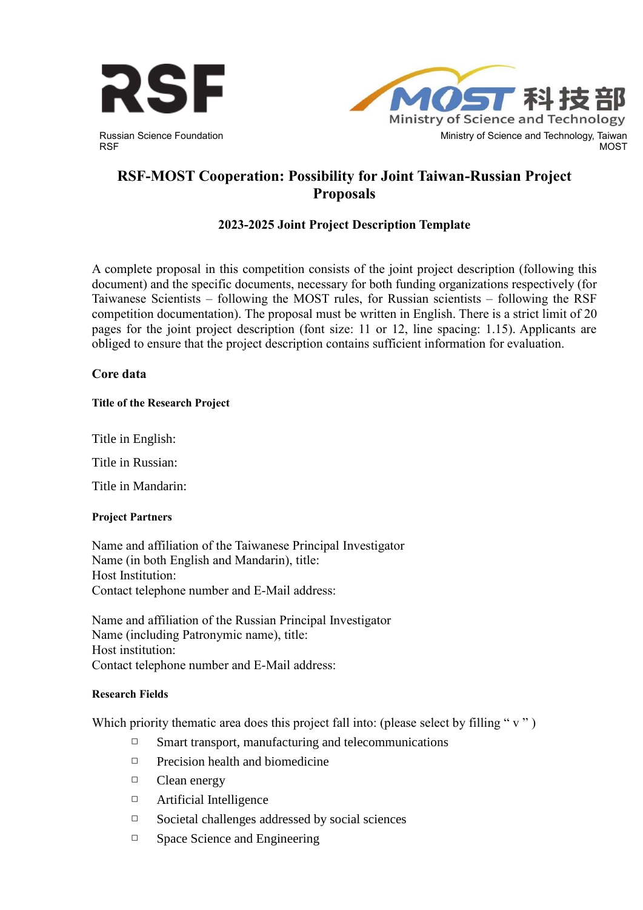Russian Science Foundation
RSF

Ministry of Science and Technology, Taiwan
MOST

# RSF-MOST Cooperation: Possibility for Joint Taiwan-Russian Project Proposals

## 2023-2025 Joint Project Description Template

A complete proposal in this competition consists of the joint project description (following this document) and the specific documents, necessary for both funding organizations respectively (for Taiwanese Scientists – following the MOST rules, for Russian scientists – following the RSF competition documentation). The proposal must be written in English. There is a strict limit of 20 pages for the joint project description (font size: 11 or 12, line spacing: 1.15). Applicants are obliged to ensure that the project description contains sufficient information for evaluation.

## Core data

### Title of the Research Project

Title in English:

Title in Russian:

Title in Mandarin:

### Project Partners

Name and affiliation of the Taiwanese Principal Investigator
Name (in both English and Mandarin), title:
Host Institution:
Contact telephone number and E-Mail address:

Name and affiliation of the Russian Principal Investigator
Name (including Patronymic name), title:
Host institution:
Contact telephone number and E-Mail address:

### Research Fields

Which priority thematic area does this project fall into: (please select by filling " v " )

- □ Smart transport, manufacturing and telecommunications
- □ Precision health and biomedicine
- □ Clean energy
- □ Artificial Intelligence
- □ Societal challenges addressed by social sciences
- □ Space Science and Engineering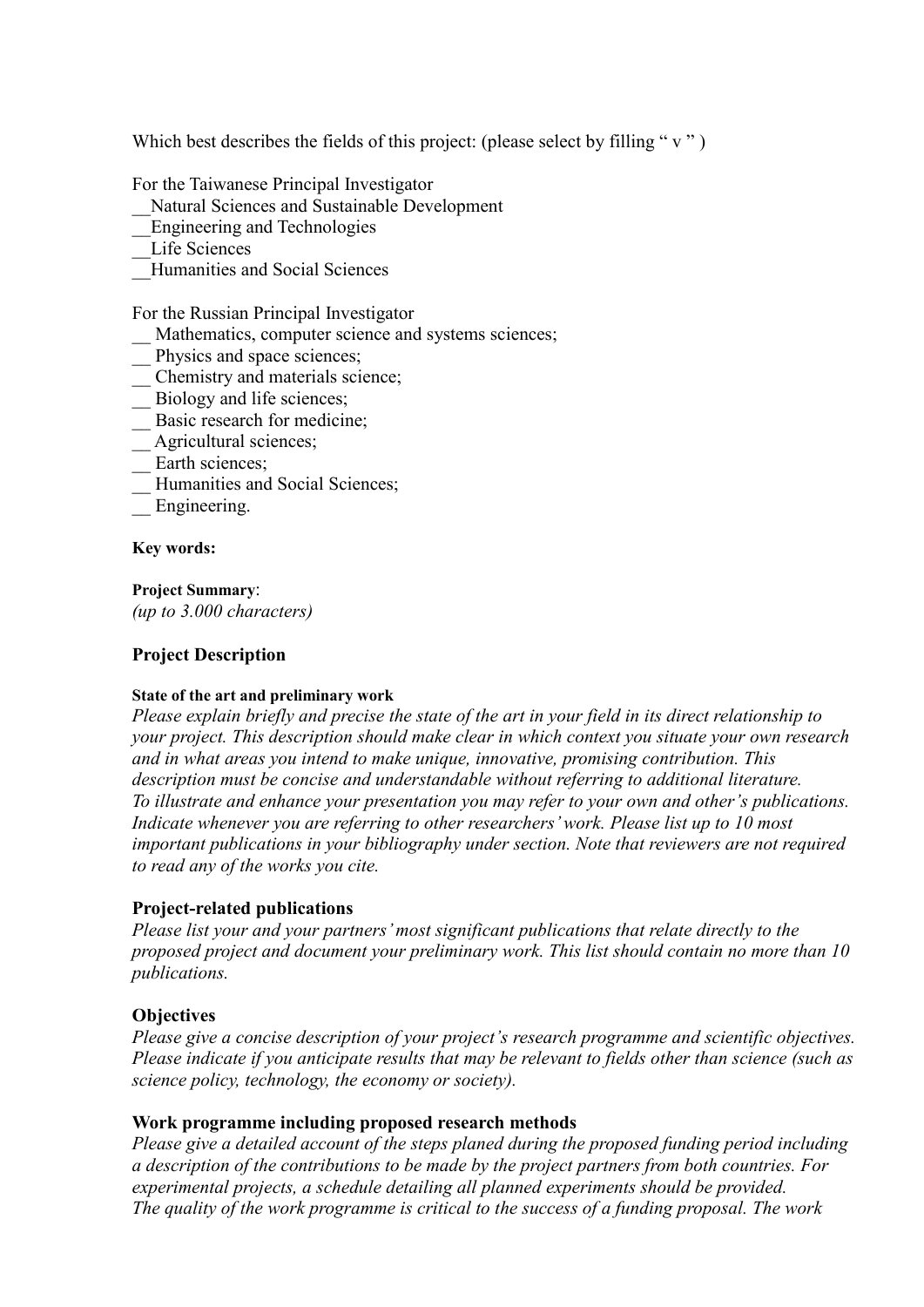Which best describes the fields of this project: (please select by filling " v " )

For the Taiwanese Principal Investigator
__Natural Sciences and Sustainable Development
__Engineering and Technologies
__Life Sciences
__Humanities and Social Sciences

For the Russian Principal Investigator
__ Mathematics, computer science and systems sciences;
__ Physics and space sciences;
__ Chemistry and materials science;
__ Biology and life sciences;
__ Basic research for medicine;
__ Agricultural sciences;
__ Earth sciences;
__ Humanities and Social Sciences;
__ Engineering.

**Key words:**

**Project Summary**:
*(up to 3.000 characters)*

### Project Description

**State of the art and preliminary work**

*Please explain briefly and precise the state of the art in your field in its direct relationship to your project. This description should make clear in which context you situate your own research and in what areas you intend to make unique, innovative, promising contribution. This description must be concise and understandable without referring to additional literature. To illustrate and enhance your presentation you may refer to your own and other's publications. Indicate whenever you are referring to other researchers' work. Please list up to 10 most important publications in your bibliography under section. Note that reviewers are not required to read any of the works you cite.*

### Project-related publications

*Please list your and your partners' most significant publications that relate directly to the proposed project and document your preliminary work. This list should contain no more than 10 publications.*

### Objectives

*Please give a concise description of your project's research programme and scientific objectives. Please indicate if you anticipate results that may be relevant to fields other than science (such as science policy, technology, the economy or society).*

### Work programme including proposed research methods

*Please give a detailed account of the steps planed during the proposed funding period including a description of the contributions to be made by the project partners from both countries. For experimental projects, a schedule detailing all planned experiments should be provided. The quality of the work programme is critical to the success of a funding proposal. The work*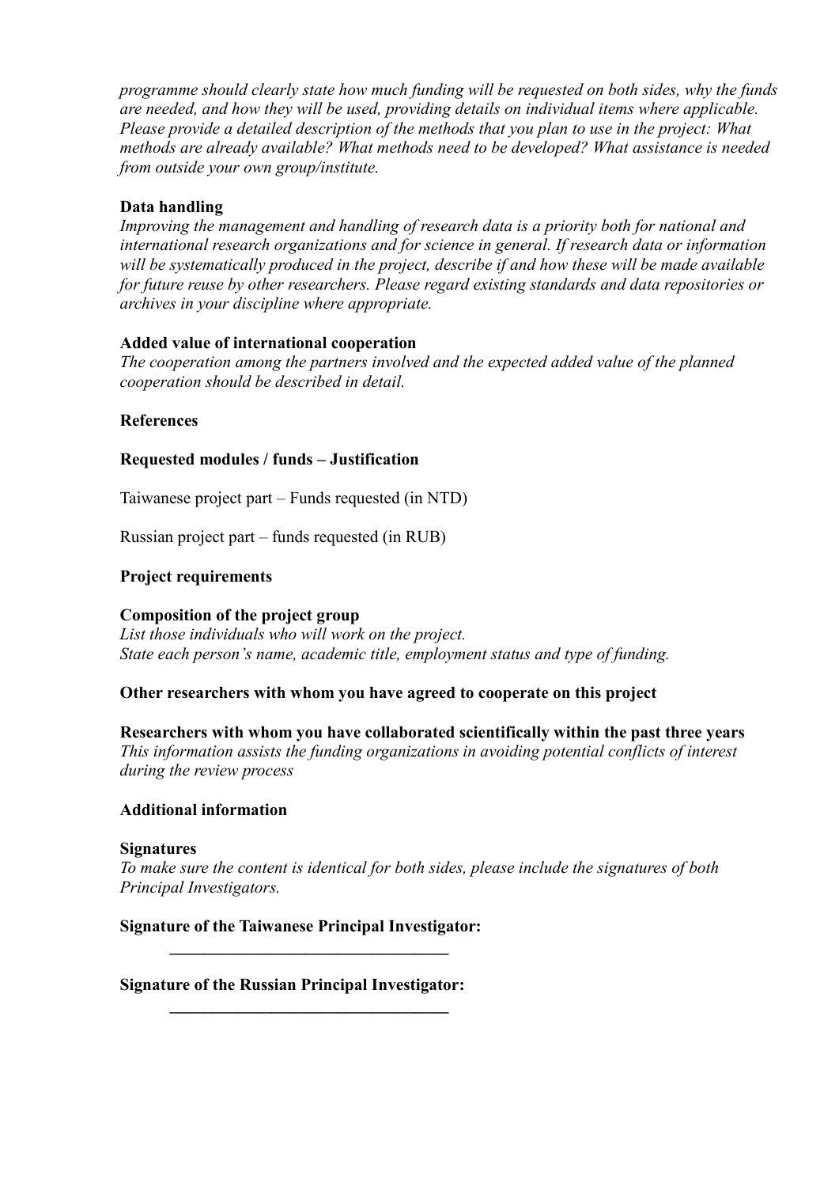*programme should clearly state how much funding will be requested on both sides, why the funds are needed, and how they will be used, providing details on individual items where applicable. Please provide a detailed description of the methods that you plan to use in the project: What methods are already available? What methods need to be developed? What assistance is needed from outside your own group/institute.*

**Data handling**

*Improving the management and handling of research data is a priority both for national and international research organizations and for science in general. If research data or information will be systematically produced in the project, describe if and how these will be made available for future reuse by other researchers. Please regard existing standards and data repositories or archives in your discipline where appropriate.*

**Added value of international cooperation**

*The cooperation among the partners involved and the expected added value of the planned cooperation should be described in detail.*

**References**

**Requested modules / funds – Justification**

Taiwanese project part – Funds requested (in NTD)

Russian project part – funds requested (in RUB)

**Project requirements**

**Composition of the project group**

*List those individuals who will work on the project.*
*State each person's name, academic title, employment status and type of funding.*

**Other researchers with whom you have agreed to cooperate on this project**

**Researchers with whom you have collaborated scientifically within the past three years**

*This information assists the funding organizations in avoiding potential conflicts of interest during the review process*

**Additional information**

**Signatures**

*To make sure the content is identical for both sides, please include the signatures of both Principal Investigators.*

**Signature of the Taiwanese Principal Investigator:**

\_\_\_\_\_\_\_\_\_\_\_\_\_\_\_\_\_\_\_\_\_\_\_\_\_\_\_\_\_\_\_\_\_\_

**Signature of the Russian Principal Investigator:**

\_\_\_\_\_\_\_\_\_\_\_\_\_\_\_\_\_\_\_\_\_\_\_\_\_\_\_\_\_\_\_\_\_\_